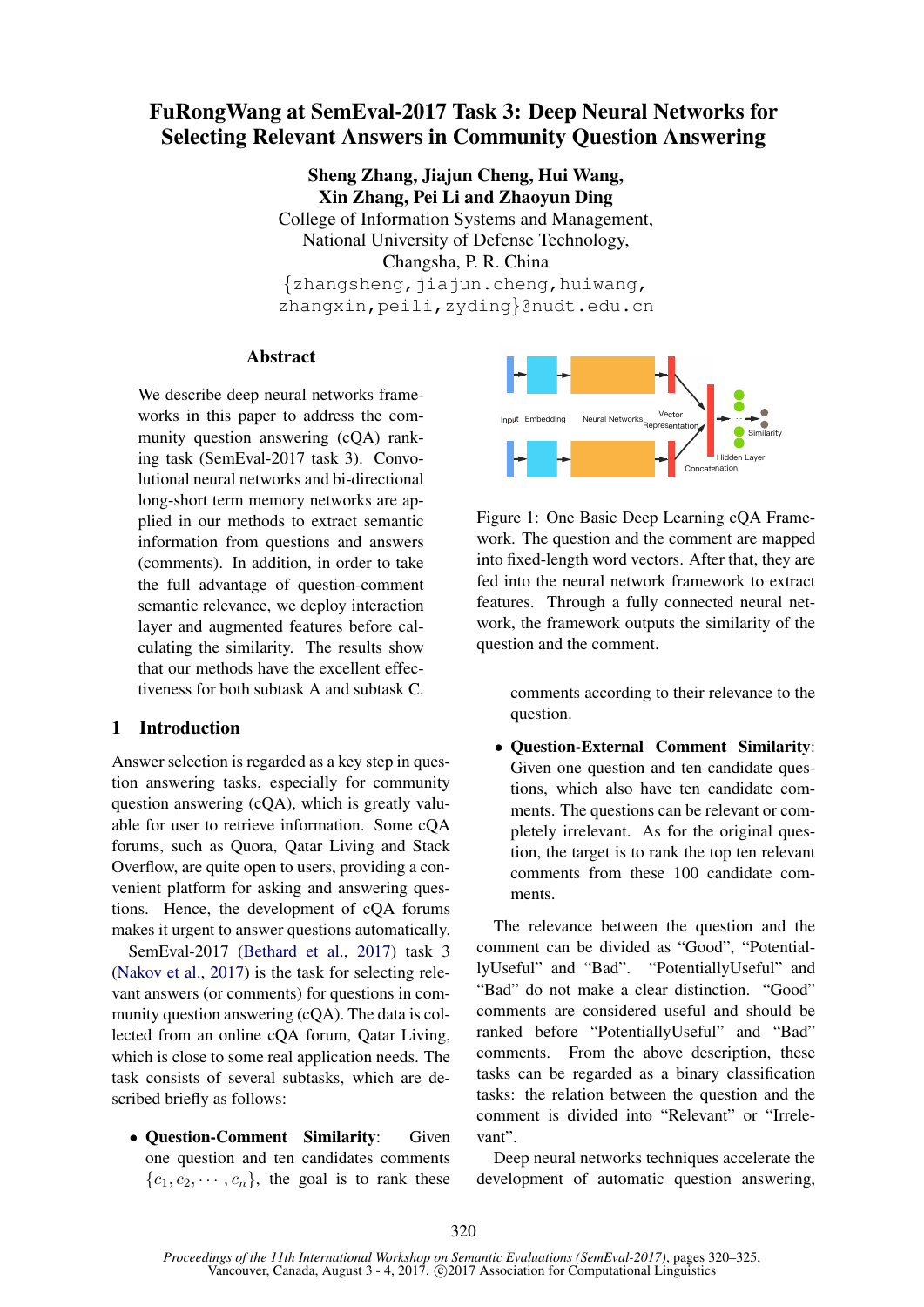# FuRongWang at SemEval-2017 Task 3: Deep Neural Networks for Selecting Relevant Answers in Community Question Answering

**Sheng Zhang, Jiajun Cheng, Hui Wang, Xin Zhang, Pei Li and Zhaoyun Ding**
College of Information Systems and Management,
National University of Defense Technology,
Changsha, P. R. China
{zhangsheng,jiajun.cheng,huiwang,
zhangxin,peili,zyding}@nudt.edu.cn

## Abstract

We describe deep neural networks frameworks in this paper to address the community question answering (cQA) ranking task (SemEval-2017 task 3). Convolutional neural networks and bi-directional long-short term memory networks are applied in our methods to extract semantic information from questions and answers (comments). In addition, in order to take the full advantage of question-comment semantic relevance, we deploy interaction layer and augmented features before calculating the similarity. The results show that our methods have the excellent effectiveness for both subtask A and subtask C.

## 1 Introduction

Answer selection is regarded as a key step in question answering tasks, especially for community question answering (cQA), which is greatly valuable for user to retrieve information. Some cQA forums, such as Quora, Qatar Living and Stack Overflow, are quite open to users, providing a convenient platform for asking and answering questions. Hence, the development of cQA forums makes it urgent to answer questions automatically.

SemEval-2017 (Bethard et al., 2017) task 3 (Nakov et al., 2017) is the task for selecting relevant answers (or comments) for questions in community question answering (cQA). The data is collected from an online cQA forum, Qatar Living, which is close to some real application needs. The task consists of several subtasks, which are described briefly as follows:

- **Question-Comment Similarity**: Given one question and ten candidates comments $\{c_1, c_2, \cdots, c_n\}$, the goal is to rank these comments according to their relevance to the question.
- **Question-External Comment Similarity**: Given one question and ten candidate questions, which also have ten candidate comments. The questions can be relevant or completely irrelevant. As for the original question, the target is to rank the top ten relevant comments from these 100 candidate comments.

Figure 1: One Basic Deep Learning cQA Framework. The question and the comment are mapped into fixed-length word vectors. After that, they are fed into the neural network framework to extract features. Through a fully connected neural network, the framework outputs the similarity of the question and the comment.

The relevance between the question and the comment can be divided as "Good", "PotentiallyUseful" and "Bad". "PotentiallyUseful" and "Bad" do not make a clear distinction. "Good" comments are considered useful and should be ranked before "PotentiallyUseful" and "Bad" comments. From the above description, these tasks can be regarded as a binary classification tasks: the relation between the question and the comment is divided into "Relevant" or "Irrelevant".

Deep neural networks techniques accelerate the development of automatic question answering,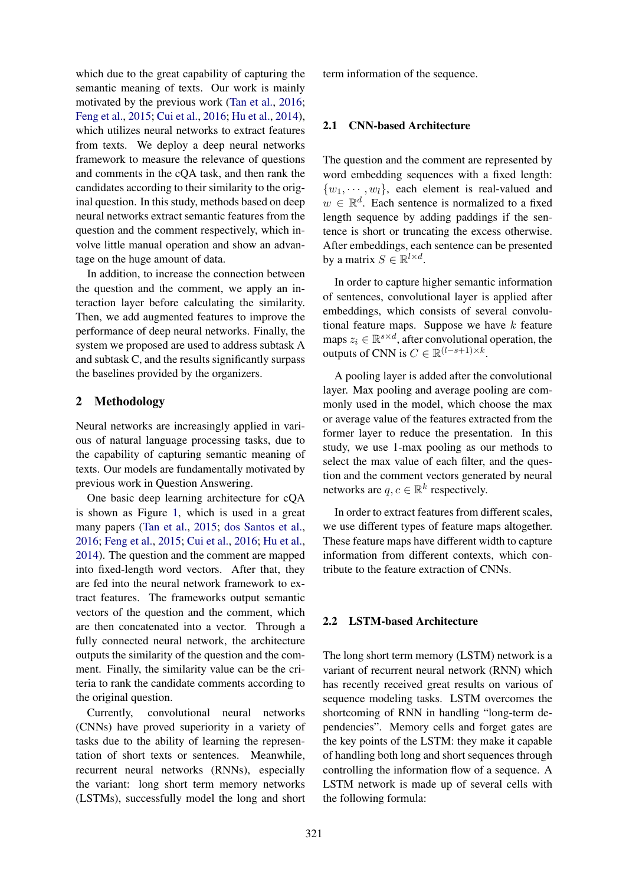which due to the great capability of capturing the semantic meaning of texts. Our work is mainly motivated by the previous work (Tan et al., 2016; Feng et al., 2015; Cui et al., 2016; Hu et al., 2014), which utilizes neural networks to extract features from texts. We deploy a deep neural networks framework to measure the relevance of questions and comments in the cQA task, and then rank the candidates according to their similarity to the original question. In this study, methods based on deep neural networks extract semantic features from the question and the comment respectively, which involve little manual operation and show an advantage on the huge amount of data.

In addition, to increase the connection between the question and the comment, we apply an interaction layer before calculating the similarity. Then, we add augmented features to improve the performance of deep neural networks. Finally, the system we proposed are used to address subtask A and subtask C, and the results significantly surpass the baselines provided by the organizers.

## 2 Methodology

Neural networks are increasingly applied in various of natural language processing tasks, due to the capability of capturing semantic meaning of texts. Our models are fundamentally motivated by previous work in Question Answering.

One basic deep learning architecture for cQA is shown as Figure 1, which is used in a great many papers (Tan et al., 2015; dos Santos et al., 2016; Feng et al., 2015; Cui et al., 2016; Hu et al., 2014). The question and the comment are mapped into fixed-length word vectors. After that, they are fed into the neural network framework to extract features. The frameworks output semantic vectors of the question and the comment, which are then concatenated into a vector. Through a fully connected neural network, the architecture outputs the similarity of the question and the comment. Finally, the similarity value can be the criteria to rank the candidate comments according to the original question.

Currently, convolutional neural networks (CNNs) have proved superiority in a variety of tasks due to the ability of learning the representation of short texts or sentences. Meanwhile, recurrent neural networks (RNNs), especially the variant: long short term memory networks (LSTMs), successfully model the long and short term information of the sequence.

### 2.1 CNN-based Architecture

The question and the comment are represented by word embedding sequences with a fixed length: $\{w_1, \cdots, w_l\}$, each element is real-valued and $w \in \mathbb{R}^d$. Each sentence is normalized to a fixed length sequence by adding paddings if the sentence is short or truncating the excess otherwise. After embeddings, each sentence can be presented by a matrix $S \in \mathbb{R}^{l \times d}$.

In order to capture higher semantic information of sentences, convolutional layer is applied after embeddings, which consists of several convolutional feature maps. Suppose we have $k$ feature maps $z_i \in \mathbb{R}^{s \times d}$, after convolutional operation, the outputs of CNN is $C \in \mathbb{R}^{(l-s+1) \times k}$.

A pooling layer is added after the convolutional layer. Max pooling and average pooling are commonly used in the model, which choose the max or average value of the features extracted from the former layer to reduce the presentation. In this study, we use 1-max pooling as our methods to select the max value of each filter, and the question and the comment vectors generated by neural networks are $q, c \in \mathbb{R}^k$ respectively.

In order to extract features from different scales, we use different types of feature maps altogether. These feature maps have different width to capture information from different contexts, which contribute to the feature extraction of CNNs.

### 2.2 LSTM-based Architecture

The long short term memory (LSTM) network is a variant of recurrent neural network (RNN) which has recently received great results on various of sequence modeling tasks. LSTM overcomes the shortcoming of RNN in handling "long-term dependencies". Memory cells and forget gates are the key points of the LSTM: they make it capable of handling both long and short sequences through controlling the information flow of a sequence. A LSTM network is made up of several cells with the following formula: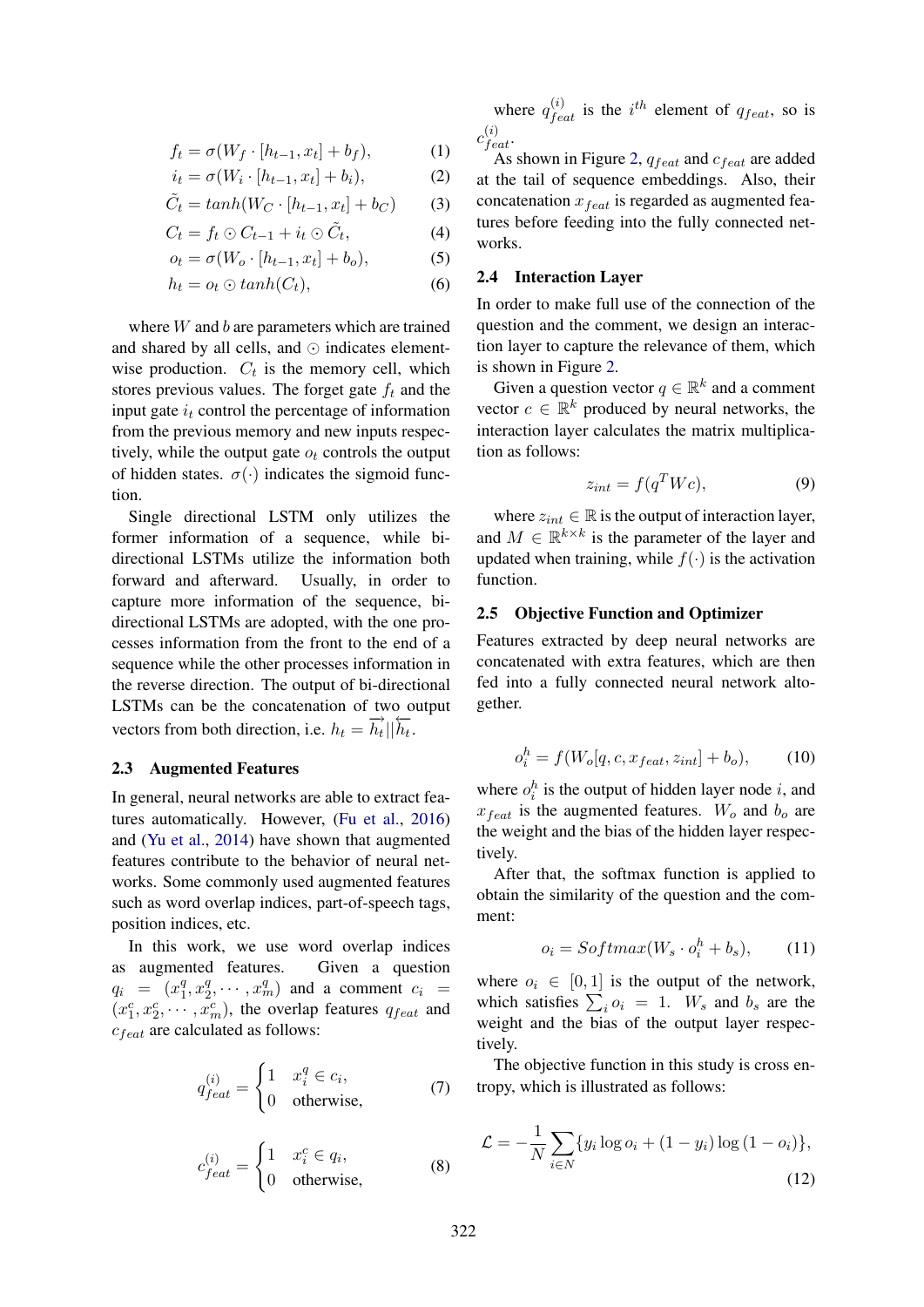$$f_t = \sigma(W_f \cdot [h_{t-1}, x_t] + b_f), \tag{1}$$

$$i_t = \sigma(W_i \cdot [h_{t-1}, x_t] + b_i), \tag{2}$$

$$\tilde{C}_t = tanh(W_C \cdot [h_{t-1}, x_t] + b_C) \tag{3}$$

$$C_t = f_t \odot C_{t-1} + i_t \odot \tilde{C}_t, \tag{4}$$

$$o_t = \sigma(W_o \cdot [h_{t-1}, x_t] + b_o), \tag{5}$$

$$h_t = o_t \odot tanh(C_t), \tag{6}$$

where $W$ and $b$ are parameters which are trained and shared by all cells, and $\odot$ indicates element-wise production. $C_t$ is the memory cell, which stores previous values. The forget gate $f_t$ and the input gate $i_t$ control the percentage of information from the previous memory and new inputs respectively, while the output gate $o_t$ controls the output of hidden states. $\sigma(\cdot)$ indicates the sigmoid function.

Single directional LSTM only utilizes the former information of a sequence, while bi-directional LSTMs utilize the information both forward and afterward. Usually, in order to capture more information of the sequence, bi-directional LSTMs are adopted, with the one processes information from the front to the end of a sequence while the other processes information in the reverse direction. The output of bi-directional LSTMs can be the concatenation of two output vectors from both direction, i.e. $h_t = \overrightarrow{h_t} || \overleftarrow{h_t}$.

### 2.3 Augmented Features

In general, neural networks are able to extract features automatically. However, (Fu et al., 2016) and (Yu et al., 2014) have shown that augmented features contribute to the behavior of neural networks. Some commonly used augmented features such as word overlap indices, part-of-speech tags, position indices, etc.

In this work, we use word overlap indices as augmented features. Given a question $q_i = (x_1^q, x_2^q, \cdots, x_m^q)$ and a comment $c_i = (x_1^c, x_2^c, \cdots, x_m^c)$, the overlap features $q_{feat}$ and $c_{feat}$ are calculated as follows:

$$q_{feat}^{(i)} = \begin{cases} 1 & x_i^q \in c_i, \\ 0 & \text{otherwise}, \end{cases} \tag{7}$$

$$c_{feat}^{(i)} = \begin{cases} 1 & x_i^c \in q_i, \\ 0 & \text{otherwise}, \end{cases} \tag{8}$$

where $q_{feat}^{(i)}$ is the $i^{th}$ element of $q_{feat}$, so is $c_{feat}^{(i)}$.

As shown in Figure 2, $q_{feat}$ and $c_{feat}$ are added at the tail of sequence embeddings. Also, their concatenation $x_{feat}$ is regarded as augmented features before feeding into the fully connected networks.

### 2.4 Interaction Layer

In order to make full use of the connection of the question and the comment, we design an interaction layer to capture the relevance of them, which is shown in Figure 2.

Given a question vector $q \in \mathbb{R}^k$ and a comment vector $c \in \mathbb{R}^k$ produced by neural networks, the interaction layer calculates the matrix multiplication as follows:

$$z_{int} = f(q^T W c), \tag{9}$$

where $z_{int} \in \mathbb{R}$ is the output of interaction layer, and $M \in \mathbb{R}^{k \times k}$ is the parameter of the layer and updated when training, while $f(\cdot)$ is the activation function.

### 2.5 Objective Function and Optimizer

Features extracted by deep neural networks are concatenated with extra features, which are then fed into a fully connected neural network altogether.

$$o_i^h = f(W_o[q, c, x_{feat}, z_{int}] + b_o), \tag{10}$$

where $o_i^h$ is the output of hidden layer node $i$, and $x_{feat}$ is the augmented features. $W_o$ and $b_o$ are the weight and the bias of the hidden layer respectively.

After that, the softmax function is applied to obtain the similarity of the question and the comment:

$$o_i = Softmax(W_s \cdot o_i^h + b_s), \tag{11}$$

where $o_i \in [0, 1]$ is the output of the network, which satisfies $\sum_i o_i = 1$. $W_s$ and $b_s$ are the weight and the bias of the output layer respectively.

The objective function in this study is cross entropy, which is illustrated as follows:

$$\mathcal{L} = -\frac{1}{N} \sum_{i \in N} \{y_i \log o_i + (1 - y_i) \log (1 - o_i)\}, \tag{12}$$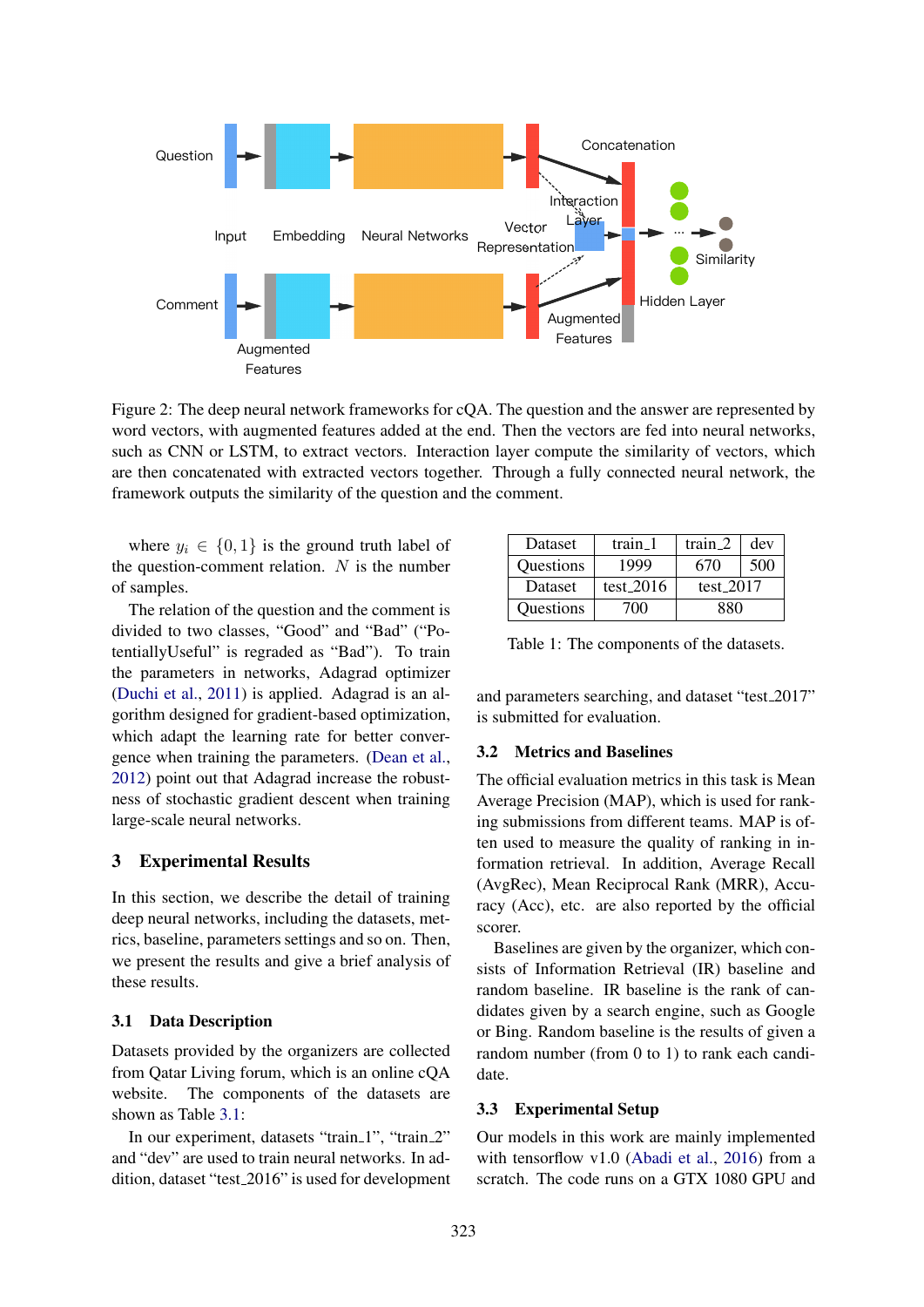Figure 2: The deep neural network frameworks for cQA. The question and the answer are represented by word vectors, with augmented features added at the end. Then the vectors are fed into neural networks, such as CNN or LSTM, to extract vectors. Interaction layer compute the similarity of vectors, which are then concatenated with extracted vectors together. Through a fully connected neural network, the framework outputs the similarity of the question and the comment.

where $y_i \in \{0, 1\}$ is the ground truth label of the question-comment relation. $N$ is the number of samples.

The relation of the question and the comment is divided to two classes, "Good" and "Bad" ("PotentiallyUseful" is regraded as "Bad"). To train the parameters in networks, Adagrad optimizer (Duchi et al., 2011) is applied. Adagrad is an algorithm designed for gradient-based optimization, which adapt the learning rate for better convergence when training the parameters. (Dean et al., 2012) point out that Adagrad increase the robustness of stochastic gradient descent when training large-scale neural networks.

## 3 Experimental Results

In this section, we describe the detail of training deep neural networks, including the datasets, metrics, baseline, parameters settings and so on. Then, we present the results and give a brief analysis of these results.

### 3.1 Data Description

Datasets provided by the organizers are collected from Qatar Living forum, which is an online cQA website. The components of the datasets are shown as Table 3.1:

| Dataset | train_1 | train_2 | dev |
|---|---|---|---|
| Questions | 1999 | 670 | 500 |
| Dataset | test_2016 | test_2017 | |
| Questions | 700 | 880 | |

Table 1: The components of the datasets.

In our experiment, datasets "train_1", "train_2" and "dev" are used to train neural networks. In addition, dataset "test_2016" is used for development and parameters searching, and dataset "test_2017" is submitted for evaluation.

### 3.2 Metrics and Baselines

The official evaluation metrics in this task is Mean Average Precision (MAP), which is used for ranking submissions from different teams. MAP is often used to measure the quality of ranking in information retrieval. In addition, Average Recall (AvgRec), Mean Reciprocal Rank (MRR), Accuracy (Acc), etc. are also reported by the official scorer.

Baselines are given by the organizer, which consists of Information Retrieval (IR) baseline and random baseline. IR baseline is the rank of candidates given by a search engine, such as Google or Bing. Random baseline is the results of given a random number (from 0 to 1) to rank each candidate.

### 3.3 Experimental Setup

Our models in this work are mainly implemented with tensorflow v1.0 (Abadi et al., 2016) from a scratch. The code runs on a GTX 1080 GPU and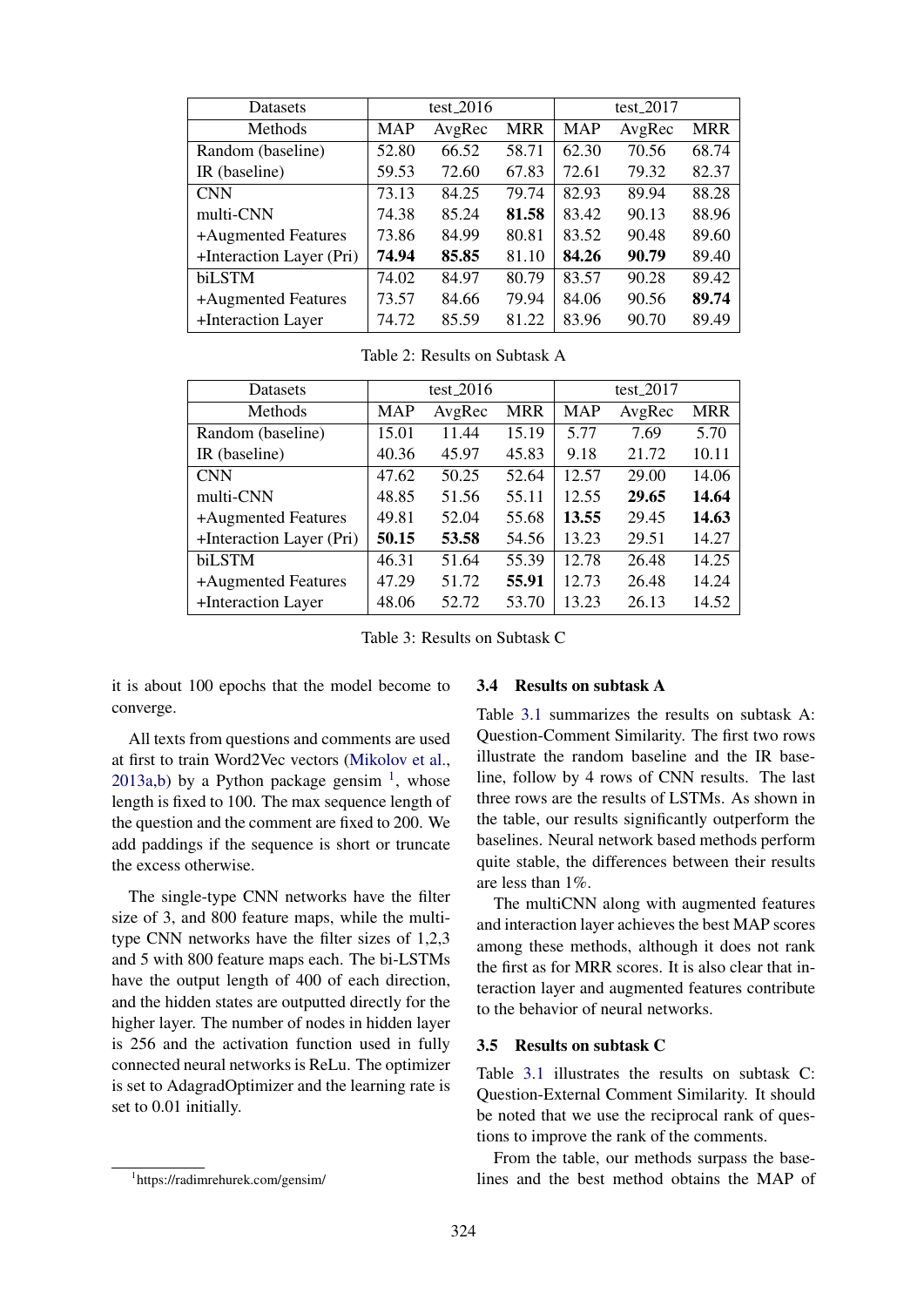| Datasets | test_2016 | | | test_2017 | | |
|---|---|---|---|---|---|---|
| Methods | MAP | AvgRec | MRR | MAP | AvgRec | MRR |
| Random (baseline) | 52.80 | 66.52 | 58.71 | 62.30 | 70.56 | 68.74 |
| IR (baseline) | 59.53 | 72.60 | 67.83 | 72.61 | 79.32 | 82.37 |
| CNN | 73.13 | 84.25 | 79.74 | 82.93 | 89.94 | 88.28 |
| multi-CNN | 74.38 | 85.24 | **81.58** | 83.42 | 90.13 | 88.96 |
| +Augmented Features | 73.86 | 84.99 | 80.81 | 83.52 | 90.48 | 89.60 |
| +Interaction Layer (Pri) | **74.94** | **85.85** | 81.10 | **84.26** | **90.79** | 89.40 |
| biLSTM | 74.02 | 84.97 | 80.79 | 83.57 | 90.28 | 89.42 |
| +Augmented Features | 73.57 | 84.66 | 79.94 | 84.06 | 90.56 | **89.74** |
| +Interaction Layer | 74.72 | 85.59 | 81.22 | 83.96 | 90.70 | 89.49 |

Table 2: Results on Subtask A

| Datasets | test_2016 | | | test_2017 | | |
|---|---|---|---|---|---|---|
| Methods | MAP | AvgRec | MRR | MAP | AvgRec | MRR |
| Random (baseline) | 15.01 | 11.44 | 15.19 | 5.77 | 7.69 | 5.70 |
| IR (baseline) | 40.36 | 45.97 | 45.83 | 9.18 | 21.72 | 10.11 |
| CNN | 47.62 | 50.25 | 52.64 | 12.57 | 29.00 | 14.06 |
| multi-CNN | 48.85 | 51.56 | 55.11 | 12.55 | **29.65** | **14.64** |
| +Augmented Features | 49.81 | 52.04 | 55.68 | **13.55** | 29.45 | **14.63** |
| +Interaction Layer (Pri) | **50.15** | **53.58** | 54.56 | 13.23 | 29.51 | 14.27 |
| biLSTM | 46.31 | 51.64 | 55.39 | 12.78 | 26.48 | 14.25 |
| +Augmented Features | 47.29 | 51.72 | **55.91** | 12.73 | 26.48 | 14.24 |
| +Interaction Layer | 48.06 | 52.72 | 53.70 | 13.23 | 26.13 | 14.52 |

Table 3: Results on Subtask C

it is about 100 epochs that the model become to converge.

All texts from questions and comments are used at first to train Word2Vec vectors (Mikolov et al., 2013a,b) by a Python package gensim [1], whose length is fixed to 100. The max sequence length of the question and the comment are fixed to 200. We add paddings if the sequence is short or truncate the excess otherwise.

The single-type CNN networks have the filter size of 3, and 800 feature maps, while the multi-type CNN networks have the filter sizes of 1,2,3 and 5 with 800 feature maps each. The bi-LSTMs have the output length of 400 of each direction, and the hidden states are outputted directly for the higher layer. The number of nodes in hidden layer is 256 and the activation function used in fully connected neural networks is ReLu. The optimizer is set to AdagradOptimizer and the learning rate is set to 0.01 initially.

[1] https://radimrehurek.com/gensim/

### 3.4 Results on subtask A

Table 3.1 summarizes the results on subtask A: Question-Comment Similarity. The first two rows illustrate the random baseline and the IR baseline, follow by 4 rows of CNN results. The last three rows are the results of LSTMs. As shown in the table, our results significantly outperform the baselines. Neural network based methods perform quite stable, the differences between their results are less than 1%.

The multiCNN along with augmented features and interaction layer achieves the best MAP scores among these methods, although it does not rank the first as for MRR scores. It is also clear that interaction layer and augmented features contribute to the behavior of neural networks.

### 3.5 Results on subtask C

Table 3.1 illustrates the results on subtask C: Question-External Comment Similarity. It should be noted that we use the reciprocal rank of questions to improve the rank of the comments.

From the table, our methods surpass the baselines and the best method obtains the MAP of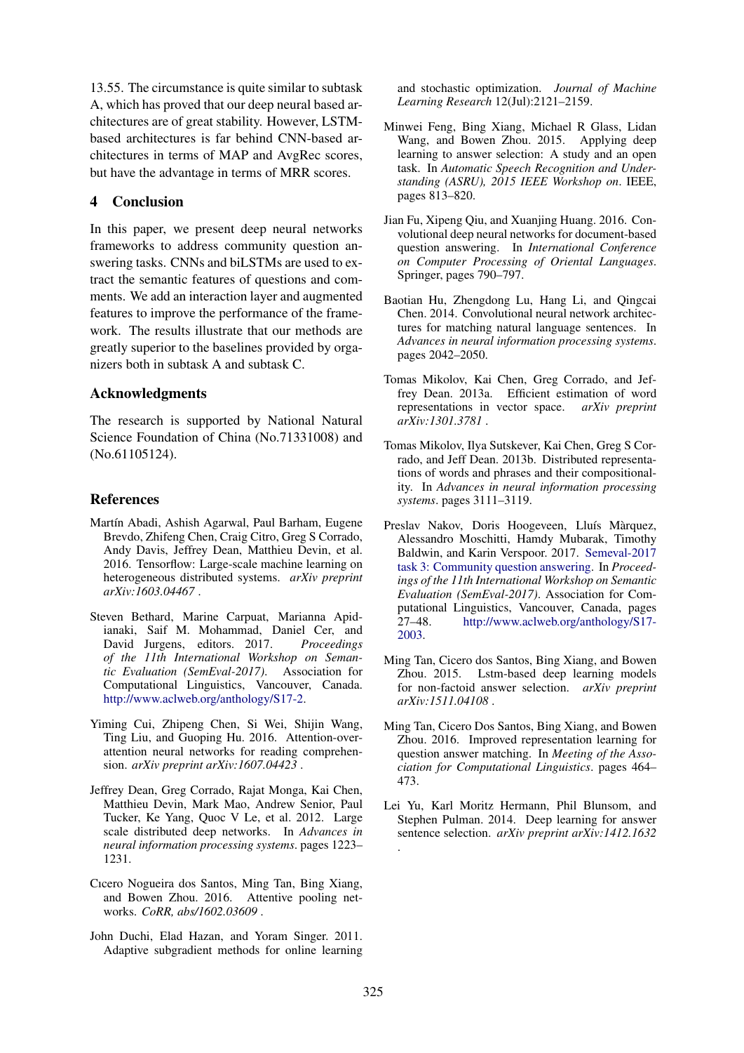13.55. The circumstance is quite similar to subtask A, which has proved that our deep neural based architectures are of great stability. However, LSTM-based architectures is far behind CNN-based architectures in terms of MAP and AvgRec scores, but have the advantage in terms of MRR scores.

## 4 Conclusion

In this paper, we present deep neural networks frameworks to address community question answering tasks. CNNs and biLSTMs are used to extract the semantic features of questions and comments. We add an interaction layer and augmented features to improve the performance of the framework. The results illustrate that our methods are greatly superior to the baselines provided by organizers both in subtask A and subtask C.

## Acknowledgments

The research is supported by National Natural Science Foundation of China (No.71331008) and (No.61105124).

## References

Martín Abadi, Ashish Agarwal, Paul Barham, Eugene Brevdo, Zhifeng Chen, Craig Citro, Greg S Corrado, Andy Davis, Jeffrey Dean, Matthieu Devin, et al. 2016. Tensorflow: Large-scale machine learning on heterogeneous distributed systems. *arXiv preprint arXiv:1603.04467* .

Steven Bethard, Marine Carpuat, Marianna Apidianaki, Saif M. Mohammad, Daniel Cer, and David Jurgens, editors. 2017. *Proceedings of the 11th International Workshop on Semantic Evaluation (SemEval-2017)*. Association for Computational Linguistics, Vancouver, Canada. http://www.aclweb.org/anthology/S17-2.

Yiming Cui, Zhipeng Chen, Si Wei, Shijin Wang, Ting Liu, and Guoping Hu. 2016. Attention-over-attention neural networks for reading comprehension. *arXiv preprint arXiv:1607.04423* .

Jeffrey Dean, Greg Corrado, Rajat Monga, Kai Chen, Matthieu Devin, Mark Mao, Andrew Senior, Paul Tucker, Ke Yang, Quoc V Le, et al. 2012. Large scale distributed deep networks. In *Advances in neural information processing systems*. pages 1223–1231.

Cıcero Nogueira dos Santos, Ming Tan, Bing Xiang, and Bowen Zhou. 2016. Attentive pooling networks. *CoRR, abs/1602.03609* .

John Duchi, Elad Hazan, and Yoram Singer. 2011. Adaptive subgradient methods for online learning and stochastic optimization. *Journal of Machine Learning Research* 12(Jul):2121–2159.

Minwei Feng, Bing Xiang, Michael R Glass, Lidan Wang, and Bowen Zhou. 2015. Applying deep learning to answer selection: A study and an open task. In *Automatic Speech Recognition and Understanding (ASRU), 2015 IEEE Workshop on*. IEEE, pages 813–820.

Jian Fu, Xipeng Qiu, and Xuanjing Huang. 2016. Convolutional deep neural networks for document-based question answering. In *International Conference on Computer Processing of Oriental Languages*. Springer, pages 790–797.

Baotian Hu, Zhengdong Lu, Hang Li, and Qingcai Chen. 2014. Convolutional neural network architectures for matching natural language sentences. In *Advances in neural information processing systems*. pages 2042–2050.

Tomas Mikolov, Kai Chen, Greg Corrado, and Jeffrey Dean. 2013a. Efficient estimation of word representations in vector space. *arXiv preprint arXiv:1301.3781* .

Tomas Mikolov, Ilya Sutskever, Kai Chen, Greg S Corrado, and Jeff Dean. 2013b. Distributed representations of words and phrases and their compositionality. In *Advances in neural information processing systems*. pages 3111–3119.

Preslav Nakov, Doris Hoogeveen, Lluís Màrquez, Alessandro Moschitti, Hamdy Mubarak, Timothy Baldwin, and Karin Verspoor. 2017. Semeval-2017 task 3: Community question answering. In *Proceedings of the 11th International Workshop on Semantic Evaluation (SemEval-2017)*. Association for Computational Linguistics, Vancouver, Canada, pages 27–48. http://www.aclweb.org/anthology/S17-2003.

Ming Tan, Cicero dos Santos, Bing Xiang, and Bowen Zhou. 2015. Lstm-based deep learning models for non-factoid answer selection. *arXiv preprint arXiv:1511.04108* .

Ming Tan, Cicero Dos Santos, Bing Xiang, and Bowen Zhou. 2016. Improved representation learning for question answer matching. In *Meeting of the Association for Computational Linguistics*. pages 464–473.

Lei Yu, Karl Moritz Hermann, Phil Blunsom, and Stephen Pulman. 2014. Deep learning for answer sentence selection. *arXiv preprint arXiv:1412.1632* .